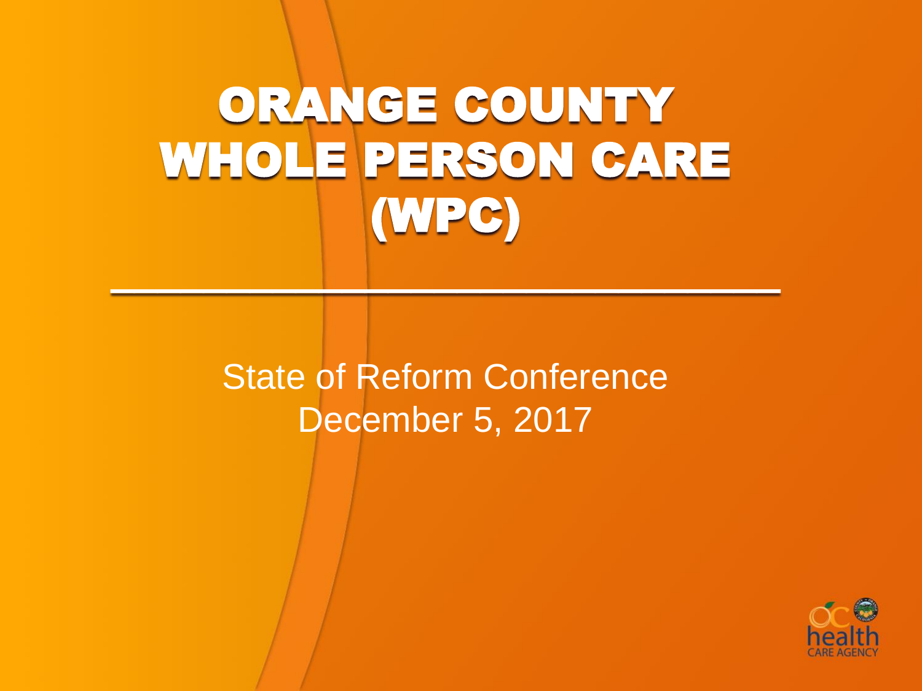# ORANGE COUNTY WHOLE PERSON CARE (WPC)

State of Reform Conference
December 5, 2017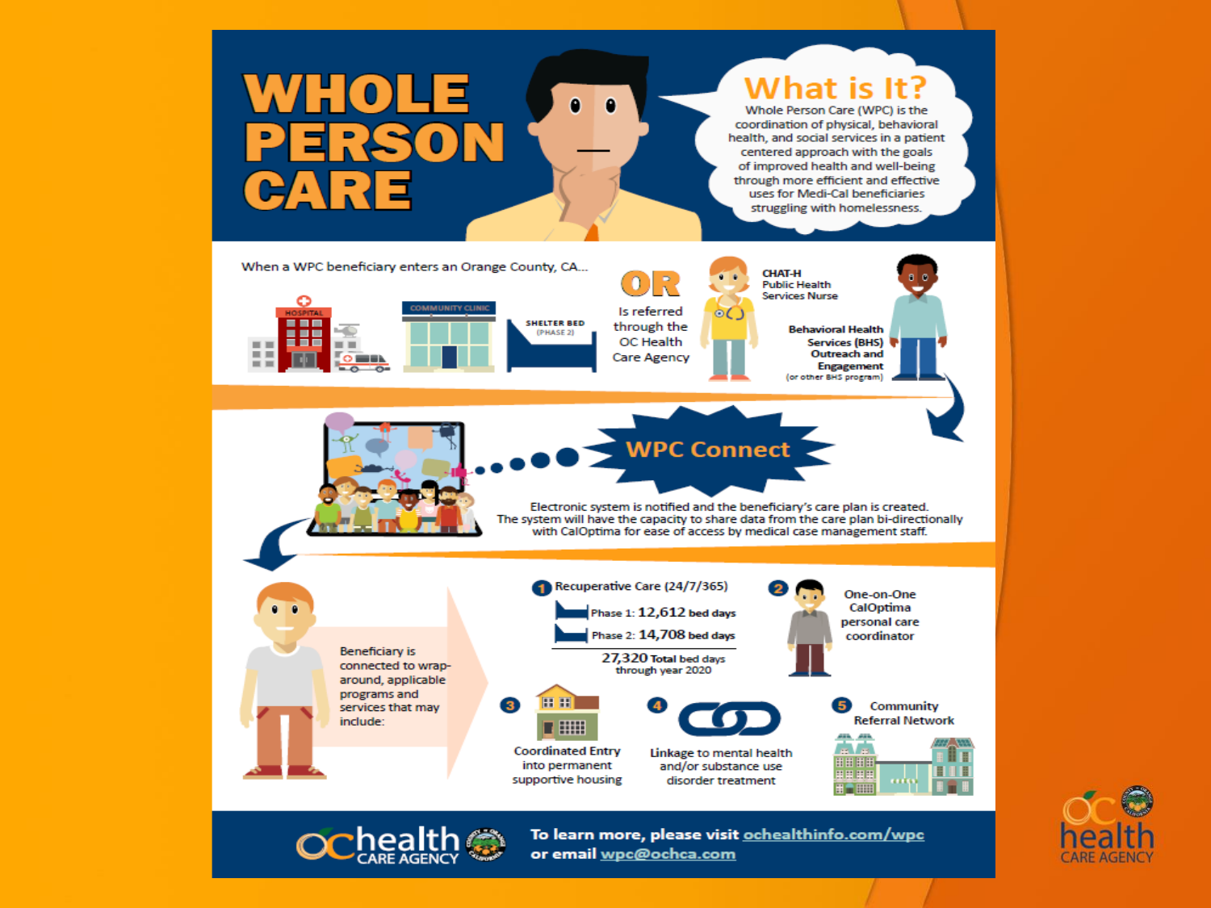# WHOLE PERSON CARE

## What is It?

Whole Person Care (WPC) is the coordination of physical, behavioral health, and social services in a patient centered approach with the goals of improved health and well-being through more efficient and effective uses for Medi-Cal beneficiaries struggling with homelessness.

When a WPC beneficiary enters an Orange County, CA...

HOSPITAL

COMMUNITY CLINIC

SHELTER BED (PHASE 2)

**OR**

Is referred through the OC Health Care Agency

**CHAT-H** Public Health Services Nurse

**Behavioral Health Services (BHS) Outreach and Engagement** (or other BHS program)

## WPC Connect

Electronic system is notified and the beneficiary's care plan is created. The system will have the capacity to share data from the care plan bi-directionally with CalOptima for ease of access by medical case management staff.

Beneficiary is connected to wrap-around, applicable programs and services that may include:

1. Recuperative Care (24/7/365)
   - Phase 1: **12,612** bed days
   - Phase 2: **14,708** bed days
   - **27,320** Total bed days through year 2020
2. One-on-One CalOptima personal care coordinator
3. Coordinated Entry into permanent supportive housing
4. Linkage to mental health and/or substance use disorder treatment
5. Community Referral Network

**To learn more, please visit ochealthinfo.com/wpc or email wpc@ochca.com**

ochealth CARE AGENCY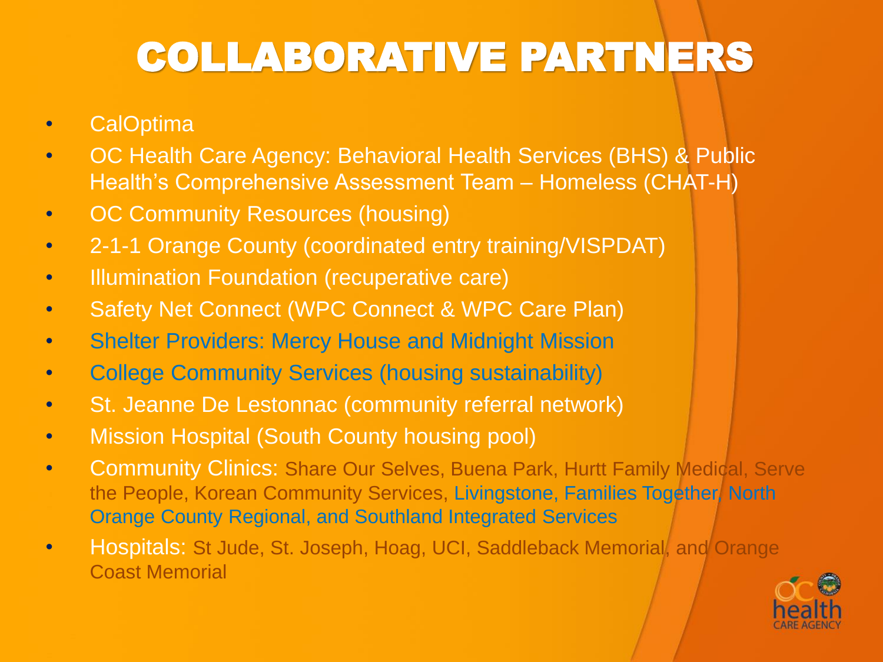# COLLABORATIVE PARTNERS

- CalOptima
- OC Health Care Agency: Behavioral Health Services (BHS) & Public Health's Comprehensive Assessment Team – Homeless (CHAT-H)
- OC Community Resources (housing)
- 2-1-1 Orange County (coordinated entry training/VISPDAT)
- Illumination Foundation (recuperative care)
- Safety Net Connect (WPC Connect & WPC Care Plan)
- Shelter Providers: Mercy House and Midnight Mission
- College Community Services (housing sustainability)
- St. Jeanne De Lestonnac (community referral network)
- Mission Hospital (South County housing pool)
- Community Clinics: Share Our Selves, Buena Park, Hurtt Family Medical, Serve the People, Korean Community Services, Livingstone, Families Together, North Orange County Regional, and Southland Integrated Services
- Hospitals: St Jude, St. Joseph, Hoag, UCI, Saddleback Memorial, and Orange Coast Memorial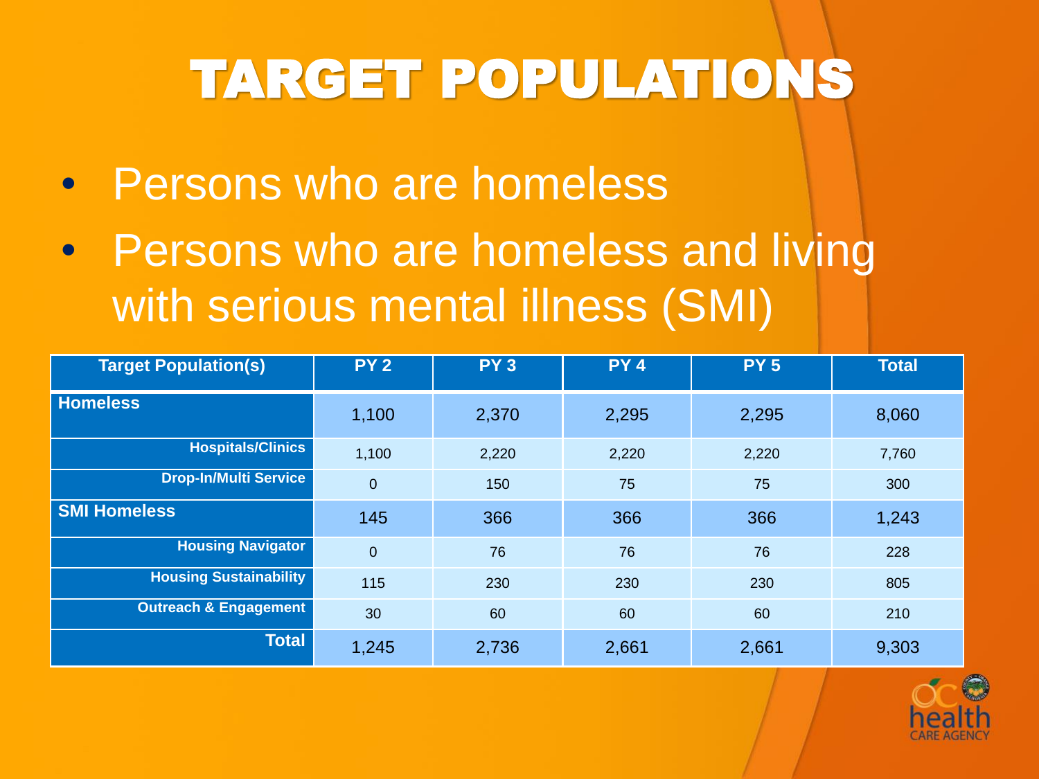# TARGET POPULATIONS

- Persons who are homeless
- Persons who are homeless and living with serious mental illness (SMI)

| Target Population(s) | PY 2 | PY 3 | PY 4 | PY 5 | Total |
|---|---|---|---|---|---|
| **Homeless** | 1,100 | 2,370 | 2,295 | 2,295 | 8,060 |
| **Hospitals/Clinics** | 1,100 | 2,220 | 2,220 | 2,220 | 7,760 |
| **Drop-In/Multi Service** | 0 | 150 | 75 | 75 | 300 |
| **SMI Homeless** | 145 | 366 | 366 | 366 | 1,243 |
| **Housing Navigator** | 0 | 76 | 76 | 76 | 228 |
| **Housing Sustainability** | 115 | 230 | 230 | 230 | 805 |
| **Outreach & Engagement** | 30 | 60 | 60 | 60 | 210 |
| **Total** | 1,245 | 2,736 | 2,661 | 2,661 | 9,303 |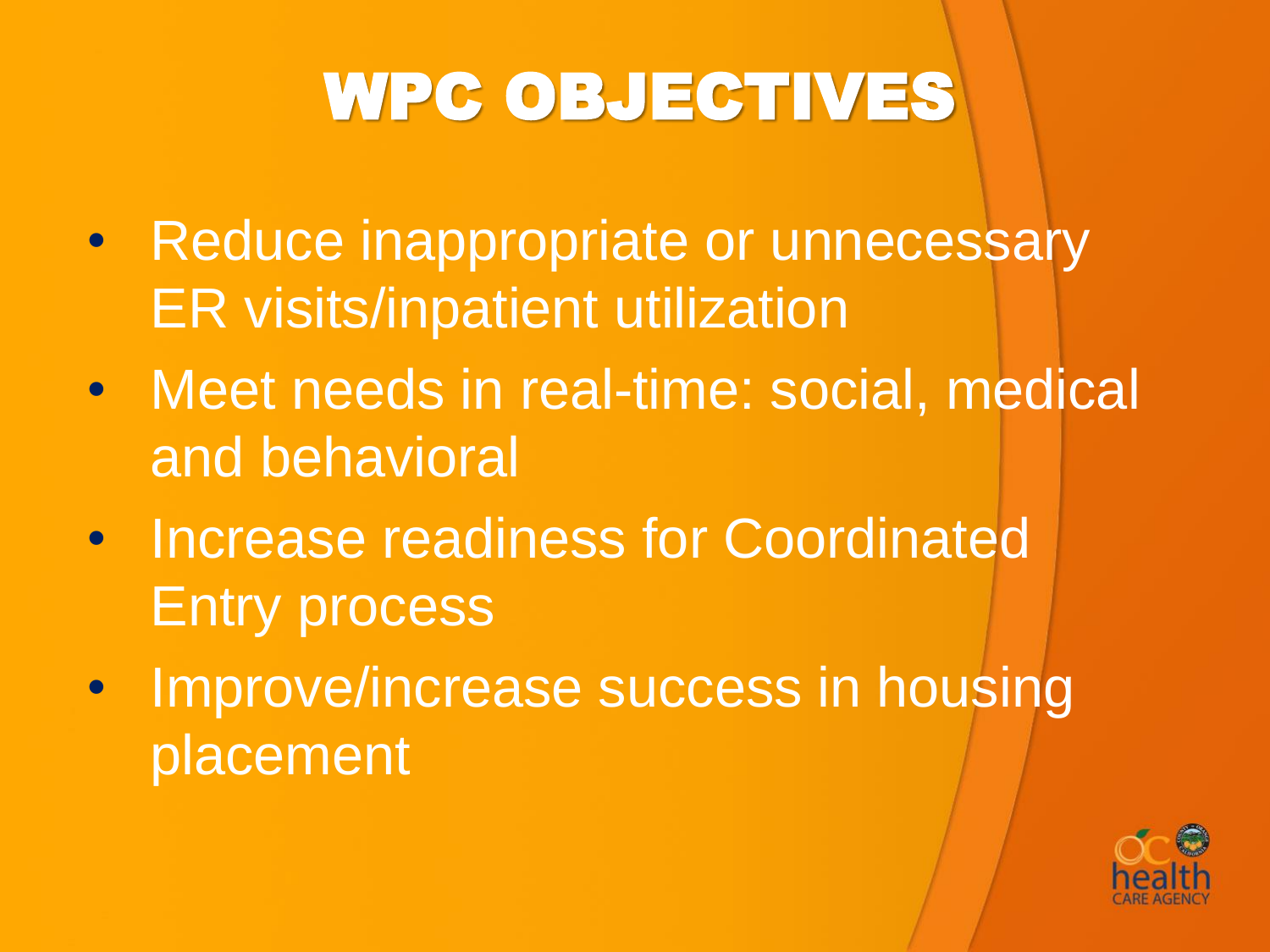# WPC OBJECTIVES

- Reduce inappropriate or unnecessary ER visits/inpatient utilization
- Meet needs in real-time: social, medical and behavioral
- Increase readiness for Coordinated Entry process
- Improve/increase success in housing placement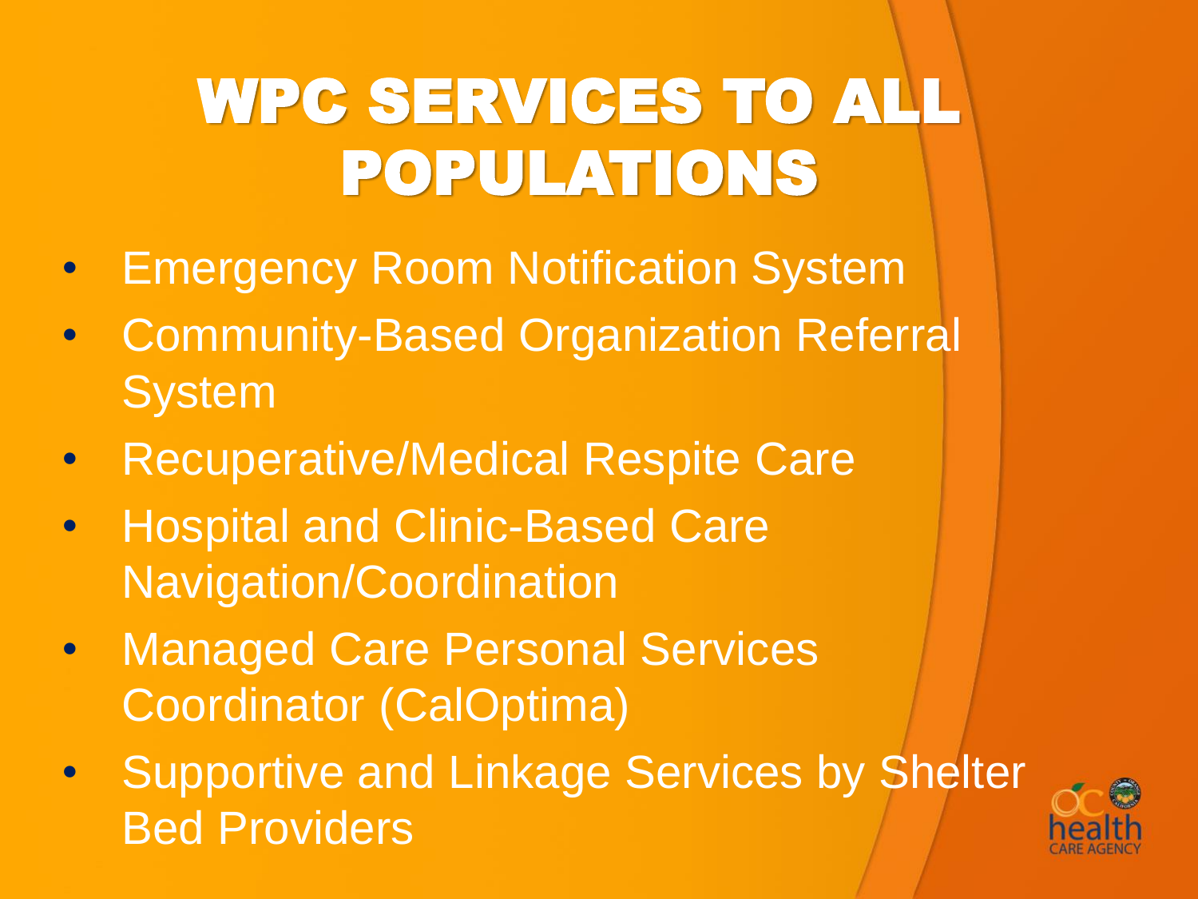# WPC SERVICES TO ALL POPULATIONS

- Emergency Room Notification System
- Community-Based Organization Referral System
- Recuperative/Medical Respite Care
- Hospital and Clinic-Based Care Navigation/Coordination
- Managed Care Personal Services Coordinator (CalOptima)
- Supportive and Linkage Services by Shelter Bed Providers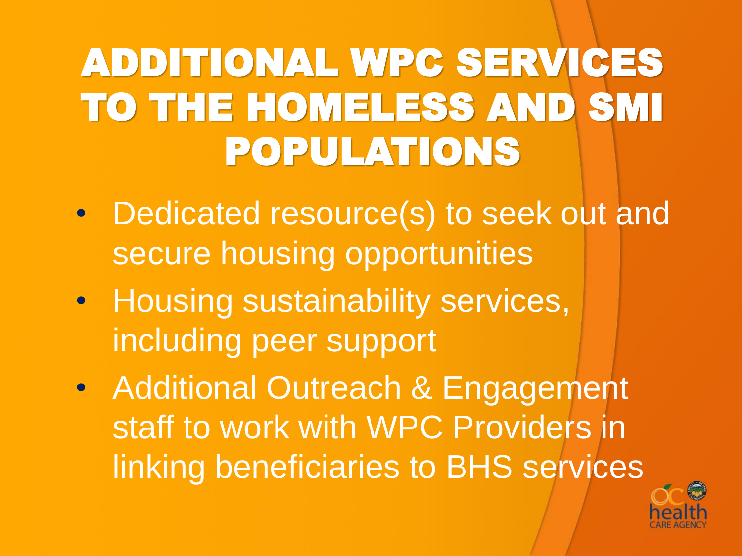# ADDITIONAL WPC SERVICES TO THE HOMELESS AND SMI POPULATIONS

- Dedicated resource(s) to seek out and secure housing opportunities
- Housing sustainability services, including peer support
- Additional Outreach & Engagement staff to work with WPC Providers in linking beneficiaries to BHS services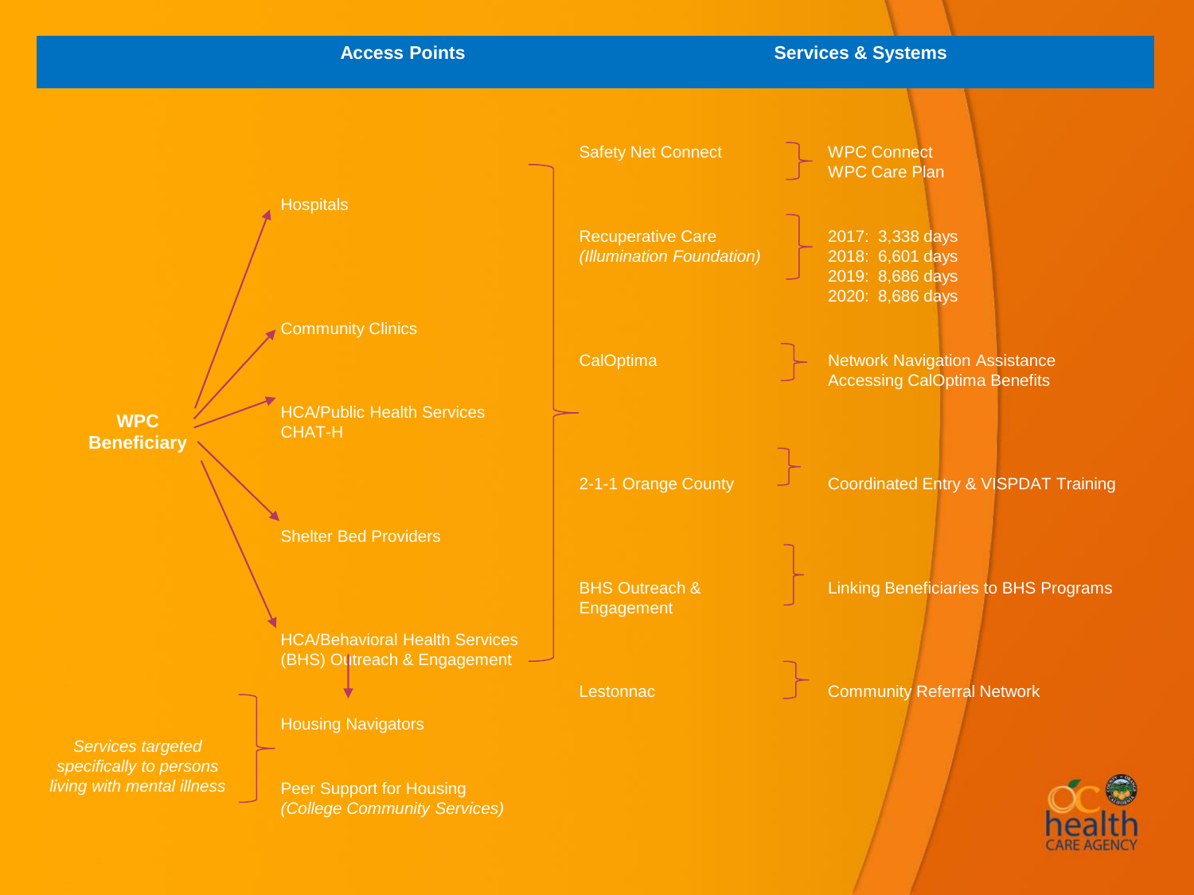| Access Points | Services & Systems | |
|---|---|---|
| | Safety Net Connect | WPC Connect<br>WPC Care Plan |
| | Recuperative Care<br>*(Illumination Foundation)* | 2017: 3,338 days<br>2018: 6,601 days<br>2019: 8,686 days<br>2020: 8,686 days |
| | CalOptima | Network Navigation Assistance<br>Accessing CalOptima Benefits |
| | 2-1-1 Orange County | Coordinated Entry & VISPDAT Training |
| | BHS Outreach & Engagement | Linking Beneficiaries to BHS Programs |
| | Lestonnac | Community Referral Network |

**WPC Beneficiary**

- Hospitals
- Community Clinics
- HCA/Public Health Services CHAT-H
- Shelter Bed Providers
- HCA/Behavioral Health Services (BHS) Outreach & Engagement
  - Housing Navigators
  - Peer Support for Housing *(College Community Services)*

*Services targeted specifically to persons living with mental illness*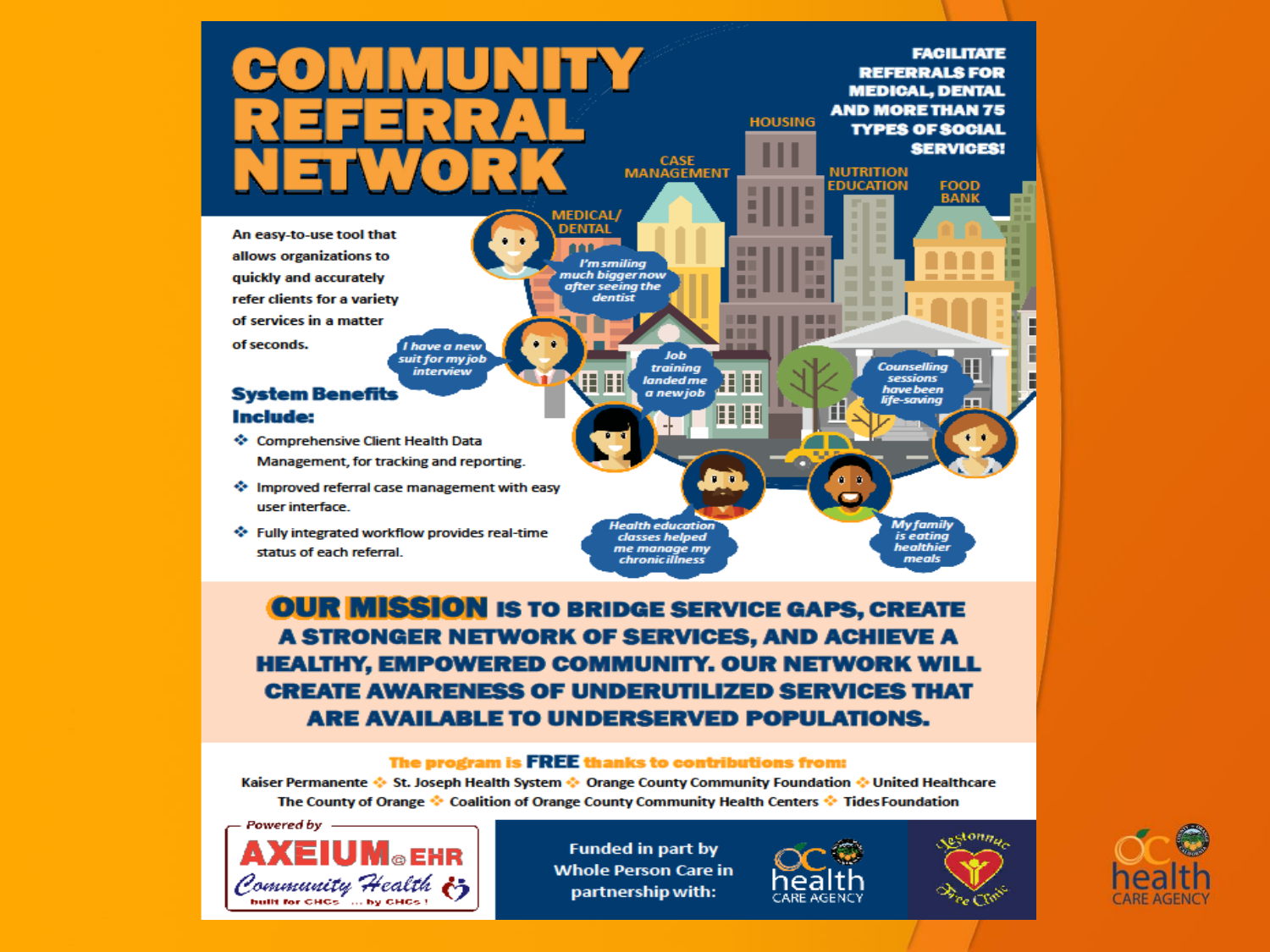# COMMUNITY REFERRAL NETWORK

**FACILITATE REFERRALS FOR MEDICAL, DENTAL AND MORE THAN 75 TYPES OF SOCIAL SERVICES!**

An easy-to-use tool that allows organizations to quickly and accurately refer clients for a variety of services in a matter of seconds.

HOUSING · CASE MANAGEMENT · NUTRITION EDUCATION · FOOD BANK · MEDICAL/ DENTAL

*I'm smiling much bigger now after seeing the dentist*

*I have a new suit for my job interview*

*Job training landed me a new job*

*Counselling sessions have been life-saving*

*Health education classes helped me manage my chronic illness*

*My family is eating healthier meals*

## System Benefits Include:

- Comprehensive Client Health Data Management, for tracking and reporting.
- Improved referral case management with easy user interface.
- Fully integrated workflow provides real-time status of each referral.

**OUR MISSION IS TO BRIDGE SERVICE GAPS, CREATE A STRONGER NETWORK OF SERVICES, AND ACHIEVE A HEALTHY, EMPOWERED COMMUNITY. OUR NETWORK WILL CREATE AWARENESS OF UNDERUTILIZED SERVICES THAT ARE AVAILABLE TO UNDERSERVED POPULATIONS.**

**The program is FREE thanks to contributions from:**

Kaiser Permanente ❖ St. Joseph Health System ❖ Orange County Community Foundation ❖ United Healthcare
The County of Orange ❖ Coalition of Orange County Community Health Centers ❖ Tides Foundation

*Powered by* AXEIUM EHR Community Health — built for CHCs ... by CHCs!

Funded in part by Whole Person Care in partnership with: OC health CARE AGENCY · Nestonnac Free Clinic

OC health CARE AGENCY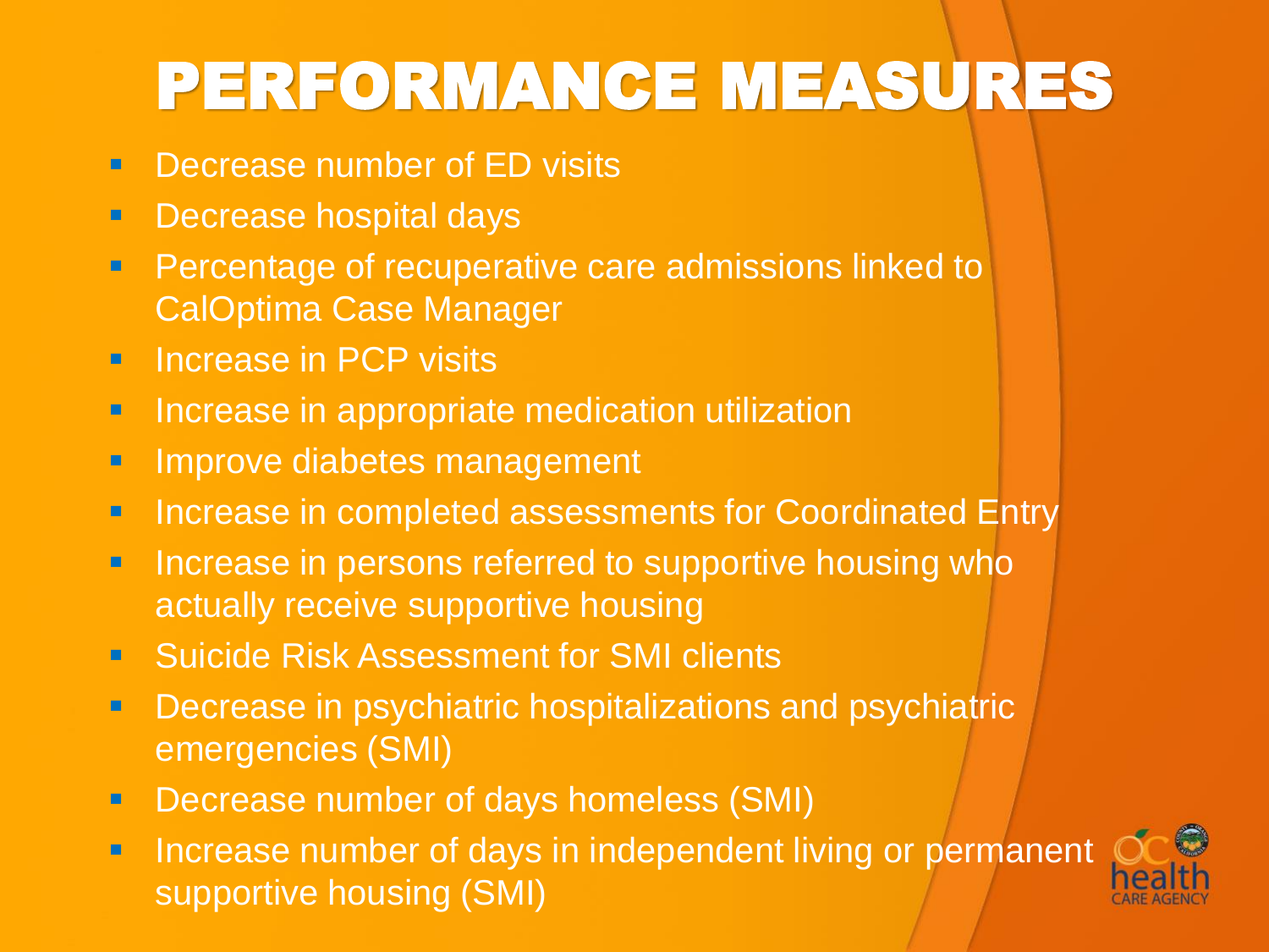# PERFORMANCE MEASURES

- Decrease number of ED visits
- Decrease hospital days
- Percentage of recuperative care admissions linked to CalOptima Case Manager
- Increase in PCP visits
- Increase in appropriate medication utilization
- Improve diabetes management
- Increase in completed assessments for Coordinated Entry
- Increase in persons referred to supportive housing who actually receive supportive housing
- Suicide Risk Assessment for SMI clients
- Decrease in psychiatric hospitalizations and psychiatric emergencies (SMI)
- Decrease number of days homeless (SMI)
- Increase number of days in independent living or permanent supportive housing (SMI)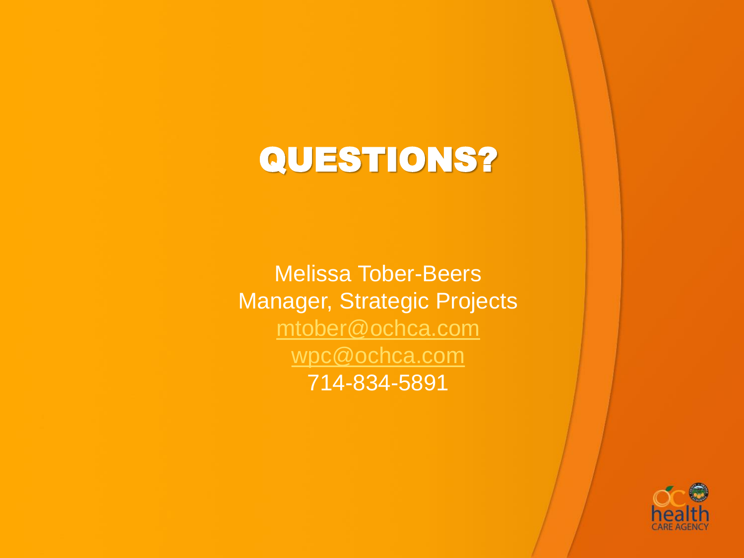# QUESTIONS?

Melissa Tober-Beers
Manager, Strategic Projects
mtober@ochca.com
wpc@ochca.com
714-834-5891